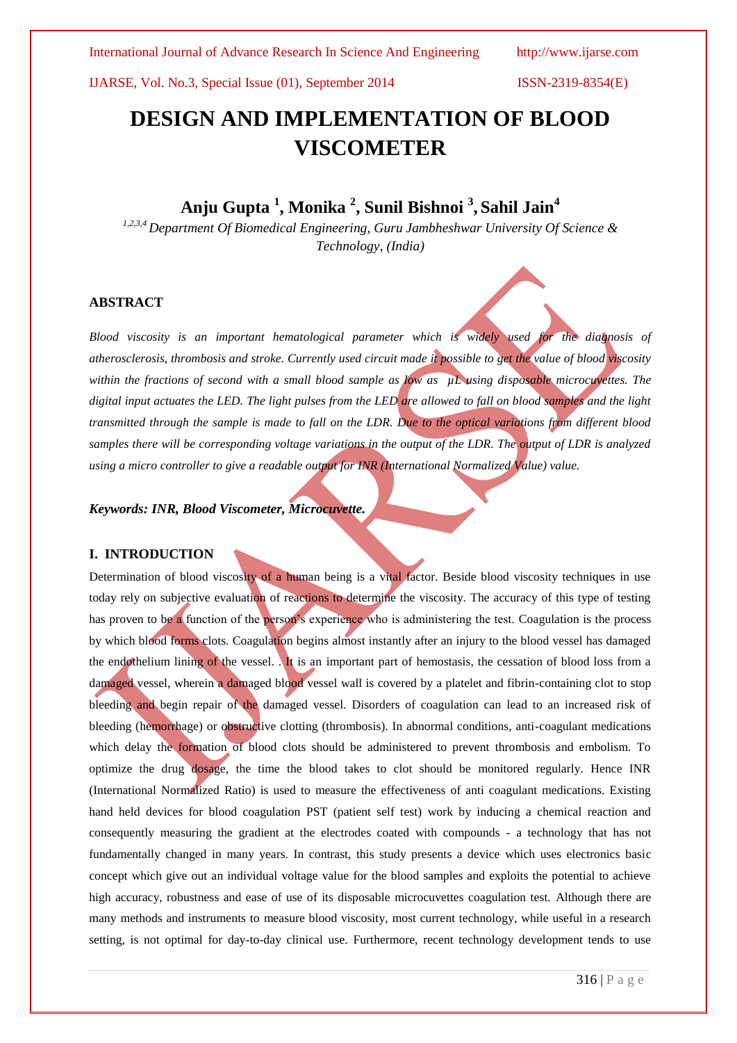# DESIGN AND IMPLEMENTATION OF BLOOD VISCOMETER

**Anju Gupta [1], Monika [2], Sunil Bishnoi [3], Sahil Jain[4]**

*[1,2,3,4] Department Of Biomedical Engineering, Guru Jambheshwar University Of Science & Technology, (India)*

## ABSTRACT

*Blood viscosity is an important hematological parameter which is widely used for the diagnosis of atherosclerosis, thrombosis and stroke. Currently used circuit made it possible to get the value of blood viscosity within the fractions of second with a small blood sample as low as µL using disposable microcuvettes. The digital input actuates the LED. The light pulses from the LED are allowed to fall on blood samples and the light transmitted through the sample is made to fall on the LDR. Due to the optical variations from different blood samples there will be corresponding voltage variations in the output of the LDR. The output of LDR is analyzed using a micro controller to give a readable output for INR (International Normalized Value) value.*

***Keywords: INR, Blood Viscometer, Microcuvette.***

## I. INTRODUCTION

Determination of blood viscosity of a human being is a vital factor. Beside blood viscosity techniques in use today rely on subjective evaluation of reactions to determine the viscosity. The accuracy of this type of testing has proven to be a function of the person's experience who is administering the test. Coagulation is the process by which blood forms clots. Coagulation begins almost instantly after an injury to the blood vessel has damaged the endothelium lining of the vessel. . It is an important part of hemostasis, the cessation of blood loss from a damaged vessel, wherein a damaged blood vessel wall is covered by a platelet and fibrin-containing clot to stop bleeding and begin repair of the damaged vessel. Disorders of coagulation can lead to an increased risk of bleeding (hemorrhage) or obstructive clotting (thrombosis). In abnormal conditions, anti-coagulant medications which delay the formation of blood clots should be administered to prevent thrombosis and embolism. To optimize the drug dosage, the time the blood takes to clot should be monitored regularly. Hence INR (International Normalized Ratio) is used to measure the effectiveness of anti coagulant medications. Existing hand held devices for blood coagulation PST (patient self test) work by inducing a chemical reaction and consequently measuring the gradient at the electrodes coated with compounds - a technology that has not fundamentally changed in many years. In contrast, this study presents a device which uses electronics basic concept which give out an individual voltage value for the blood samples and exploits the potential to achieve high accuracy, robustness and ease of use of its disposable microcuvettes coagulation test. Although there are many methods and instruments to measure blood viscosity, most current technology, while useful in a research setting, is not optimal for day-to-day clinical use. Furthermore, recent technology development tends to use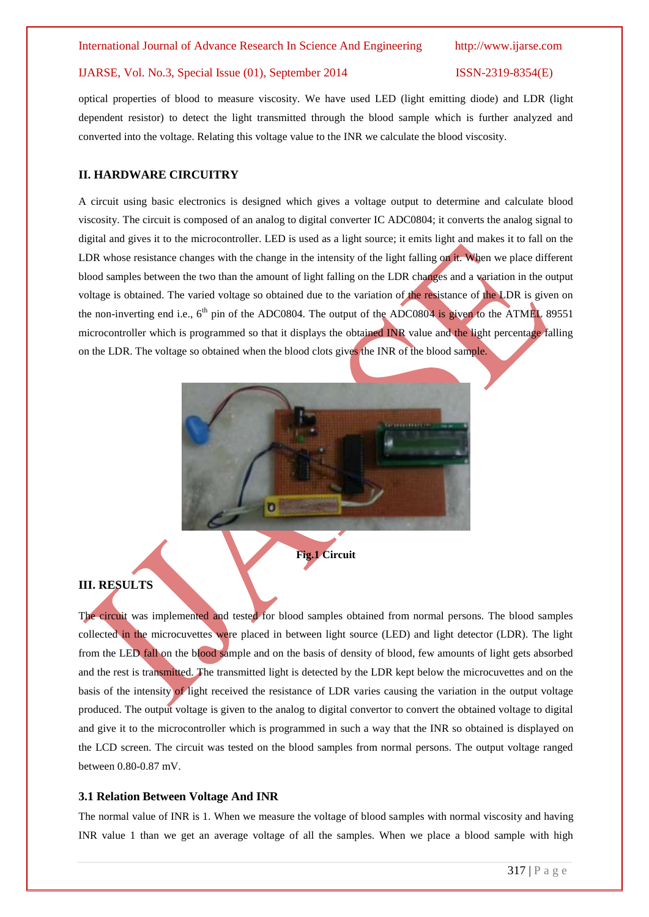optical properties of blood to measure viscosity. We have used LED (light emitting diode) and LDR (light dependent resistor) to detect the light transmitted through the blood sample which is further analyzed and converted into the voltage. Relating this voltage value to the INR we calculate the blood viscosity.

## II. HARDWARE CIRCUITRY

A circuit using basic electronics is designed which gives a voltage output to determine and calculate blood viscosity. The circuit is composed of an analog to digital converter IC ADC0804; it converts the analog signal to digital and gives it to the microcontroller. LED is used as a light source; it emits light and makes it to fall on the LDR whose resistance changes with the change in the intensity of the light falling on it. When we place different blood samples between the two than the amount of light falling on the LDR changes and a variation in the output voltage is obtained. The varied voltage so obtained due to the variation of the resistance of the LDR is given on the non-inverting end i.e., 6th pin of the ADC0804. The output of the ADC0804 is given to the ATMEL 89551 microcontroller which is programmed so that it displays the obtained INR value and the light percentage falling on the LDR. The voltage so obtained when the blood clots gives the INR of the blood sample.

**Fig.1 Circuit**

## III. RESULTS

The circuit was implemented and tested for blood samples obtained from normal persons. The blood samples collected in the microcuvettes were placed in between light source (LED) and light detector (LDR). The light from the LED fall on the blood sample and on the basis of density of blood, few amounts of light gets absorbed and the rest is transmitted. The transmitted light is detected by the LDR kept below the microcuvettes and on the basis of the intensity of light received the resistance of LDR varies causing the variation in the output voltage produced. The output voltage is given to the analog to digital convertor to convert the obtained voltage to digital and give it to the microcontroller which is programmed in such a way that the INR so obtained is displayed on the LCD screen. The circuit was tested on the blood samples from normal persons. The output voltage ranged between 0.80-0.87 mV.

### 3.1 Relation Between Voltage And INR

The normal value of INR is 1. When we measure the voltage of blood samples with normal viscosity and having INR value 1 than we get an average voltage of all the samples. When we place a blood sample with high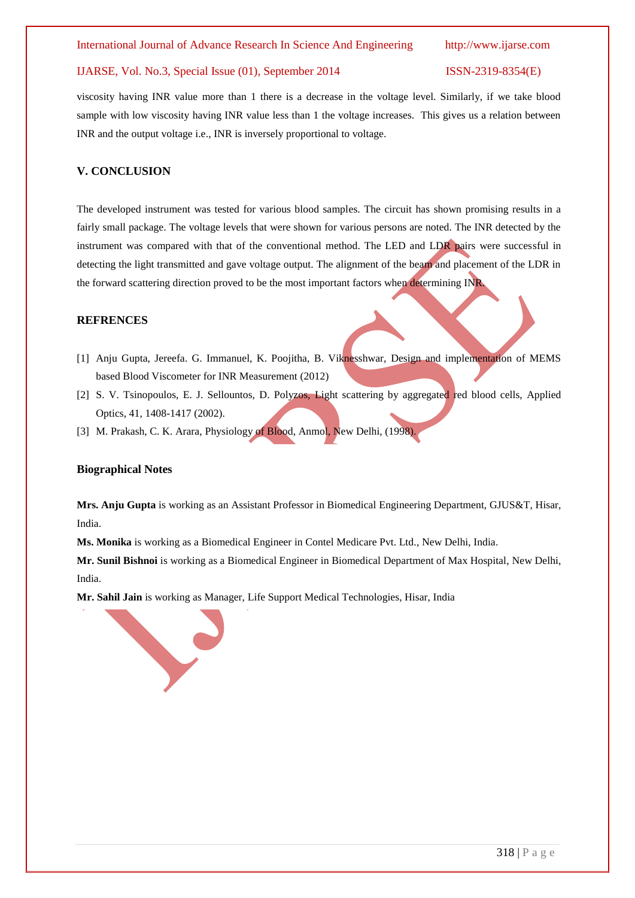viscosity having INR value more than 1 there is a decrease in the voltage level. Similarly, if we take blood sample with low viscosity having INR value less than 1 the voltage increases. This gives us a relation between INR and the output voltage i.e., INR is inversely proportional to voltage.

## V. CONCLUSION

The developed instrument was tested for various blood samples. The circuit has shown promising results in a fairly small package. The voltage levels that were shown for various persons are noted. The INR detected by the instrument was compared with that of the conventional method. The LED and LDR pairs were successful in detecting the light transmitted and gave voltage output. The alignment of the beam and placement of the LDR in the forward scattering direction proved to be the most important factors when determining INR.

## REFRENCES

[1] Anju Gupta, Jereefa. G. Immanuel, K. Poojitha, B. Viknesshwar, Design and implementation of MEMS based Blood Viscometer for INR Measurement (2012)

[2] S. V. Tsinopoulos, E. J. Sellountos, D. Polyzos, Light scattering by aggregated red blood cells, Applied Optics, 41, 1408-1417 (2002).

[3] M. Prakash, C. K. Arara, Physiology of Blood, Anmol, New Delhi, (1998).

### Biographical Notes

**Mrs. Anju Gupta** is working as an Assistant Professor in Biomedical Engineering Department, GJUS&T, Hisar, India.

**Ms. Monika** is working as a Biomedical Engineer in Contel Medicare Pvt. Ltd., New Delhi, India.

**Mr. Sunil Bishnoi** is working as a Biomedical Engineer in Biomedical Department of Max Hospital, New Delhi, India.

**Mr. Sahil Jain** is working as Manager, Life Support Medical Technologies, Hisar, India